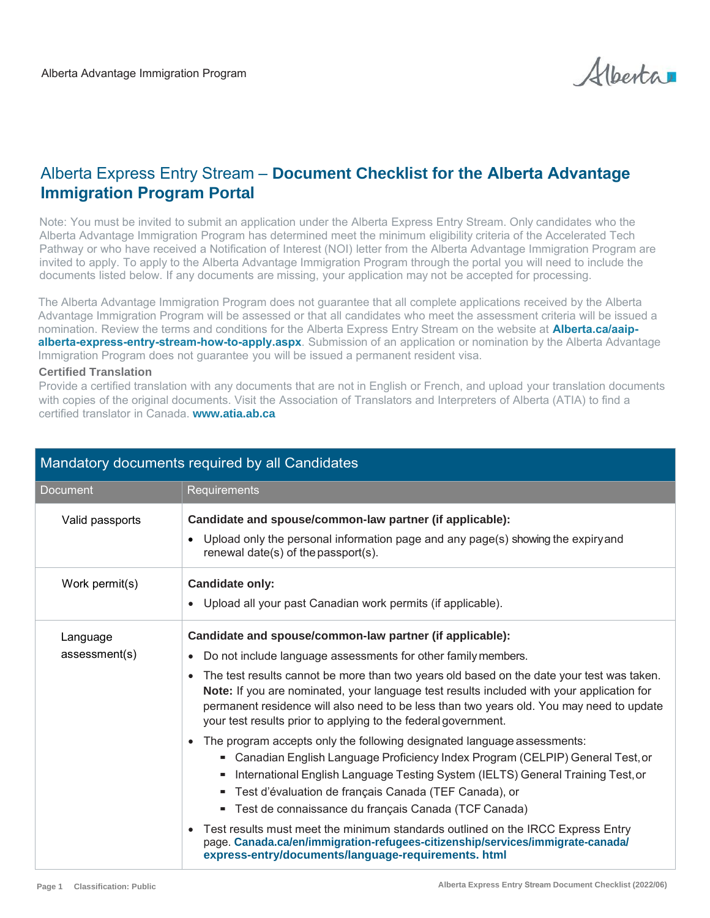# Alberta Express Entry Stream – **Document Checklist for the Alberta Advantage Immigration Program Portal**

Note: You must be invited to submit an application under the Alberta Express Entry Stream. Only candidates who the Alberta Advantage Immigration Program has determined meet the minimum eligibility criteria of the Accelerated Tech Pathway or who have received a Notification of Interest (NOI) letter from the Alberta Advantage Immigration Program are invited to apply. To apply to the Alberta Advantage Immigration Program through the portal you will need to include the documents listed below. If any documents are missing, your application may not be accepted for processing.

The Alberta Advantage Immigration Program does not guarantee that all complete applications received by the Alberta Advantage Immigration Program will be assessed or that all candidates who meet the assessment criteria will be issued a nomination. Review the terms and conditions for the Alberta Express Entry Stream on the website at **Alberta.ca/aaip-alberta-express-entry-stream-how-to-apply.aspx**. Submission of an application or nomination by the Alberta Advantage Immigration Program does not guarantee you will be issued a permanent resident visa.

### Certified Translation

Provide a certified translation with any documents that are not in English or French, and upload your translation documents with copies of the original documents. Visit the Association of Translators and Interpreters of Alberta (ATIA) to find a certified translator in Canada. **www.atia.ab.ca**

## Mandatory documents required by all Candidates

| Document | Requirements |
|---|---|
| Valid passports | **Candidate and spouse/common-law partner (if applicable):**<br>• Upload only the personal information page and any page(s) showing the expiry and renewal date(s) of the passport(s). |
| Work permit(s) | **Candidate only:**<br>• Upload all your past Canadian work permits (if applicable). |
| Language assessment(s) | **Candidate and spouse/common-law partner (if applicable):**<br>• Do not include language assessments for other family members.<br>• The test results cannot be more than two years old based on the date your test was taken. **Note:** If you are nominated, your language test results included with your application for permanent residence will also need to be less than two years old. You may need to update your test results prior to applying to the federal government.<br>• The program accepts only the following designated language assessments:<br>  ▪ Canadian English Language Proficiency Index Program (CELPIP) General Test, or<br>  ▪ International English Language Testing System (IELTS) General Training Test, or<br>  ▪ Test d'évaluation de français Canada (TEF Canada), or<br>  ▪ Test de connaissance du français Canada (TCF Canada)<br>• Test results must meet the minimum standards outlined on the IRCC Express Entry page. **Canada.ca/en/immigration-refugees-citizenship/services/immigrate-canada/express-entry/documents/language-requirements. html** |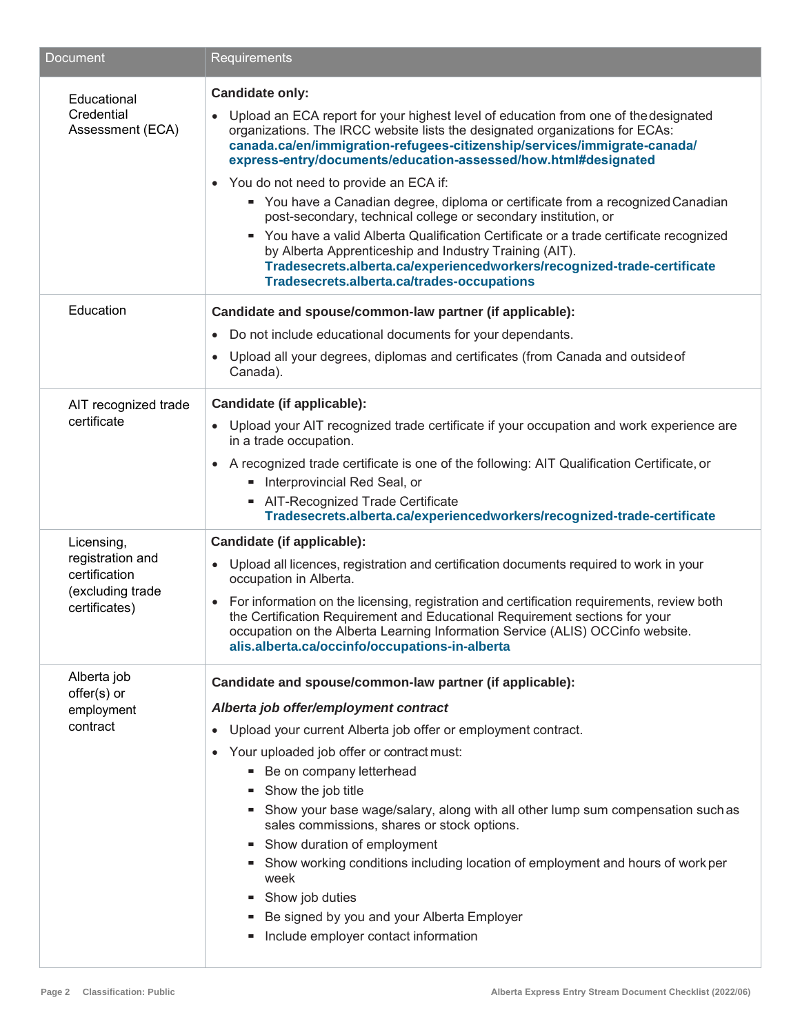| Document | Requirements |
| --- | --- |
| Educational Credential Assessment (ECA) | **Candidate only:**<br>• Upload an ECA report for your highest level of education from one of the designated organizations. The IRCC website lists the designated organizations for ECAs: **canada.ca/en/immigration-refugees-citizenship/services/immigrate-canada/express-entry/documents/education-assessed/how.html#designated**<br>• You do not need to provide an ECA if:<br>  ▪ You have a Canadian degree, diploma or certificate from a recognized Canadian post-secondary, technical college or secondary institution, or<br>  ▪ You have a valid Alberta Qualification Certificate or a trade certificate recognized by Alberta Apprenticeship and Industry Training (AIT). **Tradesecrets.alberta.ca/experiencedworkers/recognized-trade-certificate** **Tradesecrets.alberta.ca/trades-occupations** |
| Education | **Candidate and spouse/common-law partner (if applicable):**<br>• Do not include educational documents for your dependants.<br>• Upload all your degrees, diplomas and certificates (from Canada and outside of Canada). |
| AIT recognized trade certificate | **Candidate (if applicable):**<br>• Upload your AIT recognized trade certificate if your occupation and work experience are in a trade occupation.<br>• A recognized trade certificate is one of the following: AIT Qualification Certificate, or<br>  ▪ Interprovincial Red Seal, or<br>  ▪ AIT-Recognized Trade Certificate **Tradesecrets.alberta.ca/experiencedworkers/recognized-trade-certificate** |
| Licensing, registration and certification (excluding trade certificates) | **Candidate (if applicable):**<br>• Upload all licences, registration and certification documents required to work in your occupation in Alberta.<br>• For information on the licensing, registration and certification requirements, review both the Certification Requirement and Educational Requirement sections for your occupation on the Alberta Learning Information Service (ALIS) OCCinfo website. **alis.alberta.ca/occinfo/occupations-in-alberta** |
| Alberta job offer(s) or employment contract | **Candidate and spouse/common-law partner (if applicable):**<br>***Alberta job offer/employment contract***<br>• Upload your current Alberta job offer or employment contract.<br>• Your uploaded job offer or contract must:<br>  ▪ Be on company letterhead<br>  ▪ Show the job title<br>  ▪ Show your base wage/salary, along with all other lump sum compensation such as sales commissions, shares or stock options.<br>  ▪ Show duration of employment<br>  ▪ Show working conditions including location of employment and hours of work per week<br>  ▪ Show job duties<br>  ▪ Be signed by you and your Alberta Employer<br>  ▪ Include employer contact information |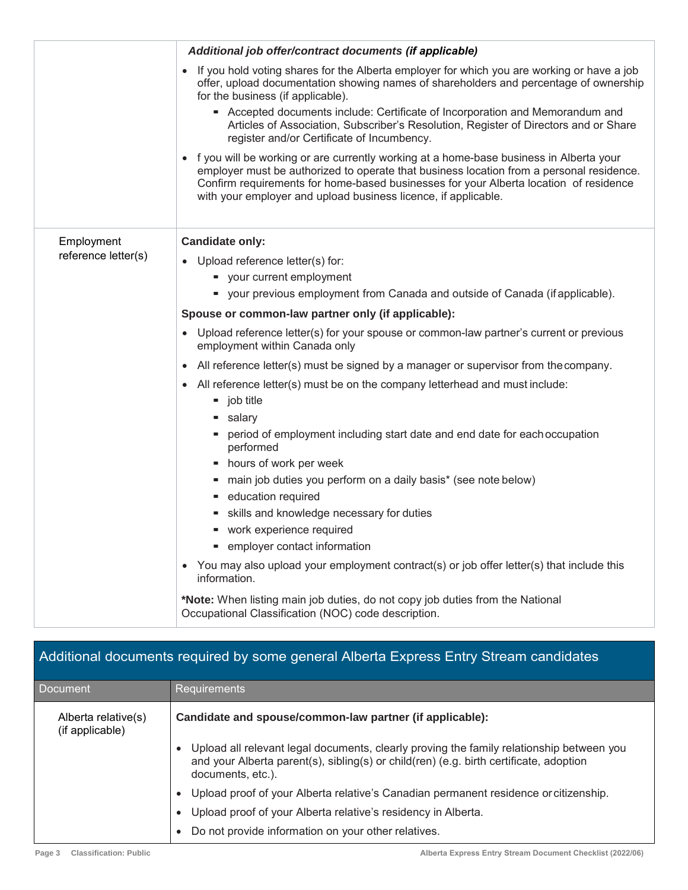| | |
|---|---|
| | ***Additional job offer/contract documents (if applicable)*** <br> • If you hold voting shares for the Alberta employer for which you are working or have a job offer, upload documentation showing names of shareholders and percentage of ownership for the business (if applicable). <br> ▪ Accepted documents include: Certificate of Incorporation and Memorandum and Articles of Association, Subscriber's Resolution, Register of Directors and or Share register and/or Certificate of Incumbency. <br> • f you will be working or are currently working at a home-base business in Alberta your employer must be authorized to operate that business location from a personal residence. Confirm requirements for home-based businesses for your Alberta location of residence with your employer and upload business licence, if applicable. |
| Employment reference letter(s) | **Candidate only:** <br> • Upload reference letter(s) for: <br> ▪ your current employment <br> ▪ your previous employment from Canada and outside of Canada (if applicable). <br> **Spouse or common-law partner only (if applicable):** <br> • Upload reference letter(s) for your spouse or common-law partner's current or previous employment within Canada only <br> • All reference letter(s) must be signed by a manager or supervisor from the company. <br> • All reference letter(s) must be on the company letterhead and must include: <br> ▪ job title <br> ▪ salary <br> ▪ period of employment including start date and end date for each occupation performed <br> ▪ hours of work per week <br> ▪ main job duties you perform on a daily basis* (see note below) <br> ▪ education required <br> ▪ skills and knowledge necessary for duties <br> ▪ work experience required <br> ▪ employer contact information <br> • You may also upload your employment contract(s) or job offer letter(s) that include this information. <br> ***Note:** When listing main job duties, do not copy job duties from the National Occupational Classification (NOC) code description. |

## Additional documents required by some general Alberta Express Entry Stream candidates

| Document | Requirements |
|---|---|
| Alberta relative(s) (if applicable) | **Candidate and spouse/common-law partner (if applicable):** <br> • Upload all relevant legal documents, clearly proving the family relationship between you and your Alberta parent(s), sibling(s) or child(ren) (e.g. birth certificate, adoption documents, etc.). <br> • Upload proof of your Alberta relative's Canadian permanent residence or citizenship. <br> • Upload proof of your Alberta relative's residency in Alberta. <br> • Do not provide information on your other relatives. |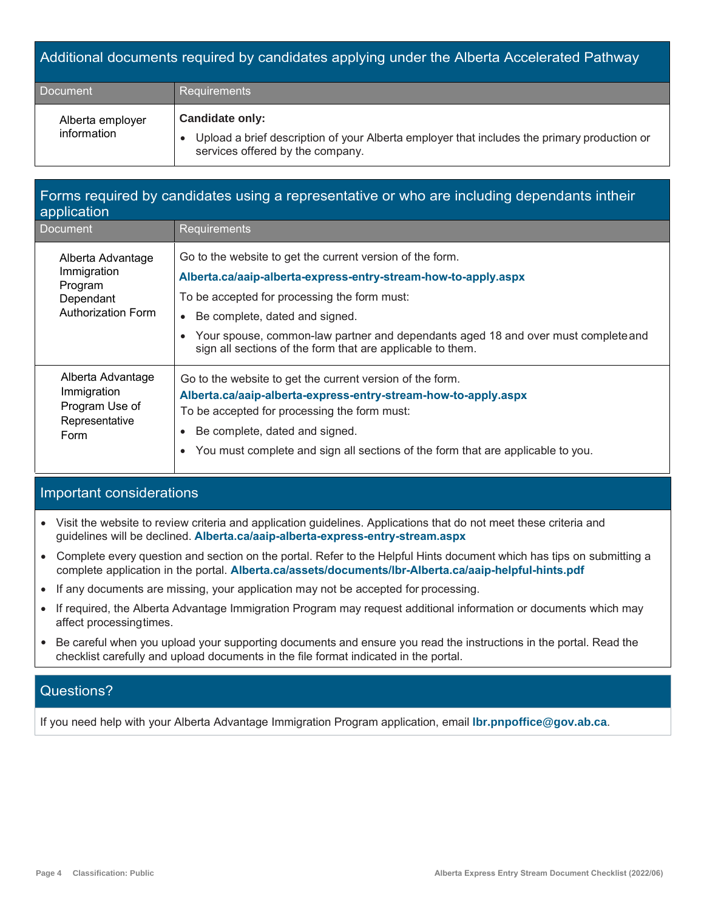## Additional documents required by candidates applying under the Alberta Accelerated Pathway

| Document | Requirements |
|---|---|
| Alberta employer information | **Candidate only:**<br>• Upload a brief description of your Alberta employer that includes the primary production or services offered by the company. |

## Forms required by candidates using a representative or who are including dependants intheir application

| Document | Requirements |
|---|---|
| Alberta Advantage Immigration Program Dependant Authorization Form | Go to the website to get the current version of the form.<br>**Alberta.ca/aaip-alberta-express-entry-stream-how-to-apply.aspx**<br>To be accepted for processing the form must:<br>• Be complete, dated and signed.<br>• Your spouse, common-law partner and dependants aged 18 and over must completeand sign all sections of the form that are applicable to them. |
| Alberta Advantage Immigration Program Use of Representative Form | Go to the website to get the current version of the form.<br>**Alberta.ca/aaip-alberta-express-entry-stream-how-to-apply.aspx**<br>To be accepted for processing the form must:<br>• Be complete, dated and signed.<br>• You must complete and sign all sections of the form that are applicable to you. |

## Important considerations

- Visit the website to review criteria and application guidelines. Applications that do not meet these criteria and guidelines will be declined. **Alberta.ca/aaip-alberta-express-entry-stream.aspx**
- Complete every question and section on the portal. Refer to the Helpful Hints document which has tips on submitting a complete application in the portal. **Alberta.ca/assets/documents/lbr-Alberta.ca/aaip-helpful-hints.pdf**
- If any documents are missing, your application may not be accepted for processing.
- If required, the Alberta Advantage Immigration Program may request additional information or documents which may affect processingtimes.
- Be careful when you upload your supporting documents and ensure you read the instructions in the portal. Read the checklist carefully and upload documents in the file format indicated in the portal.

## Questions?

If you need help with your Alberta Advantage Immigration Program application, email **lbr.pnpoffice@gov.ab.ca**.